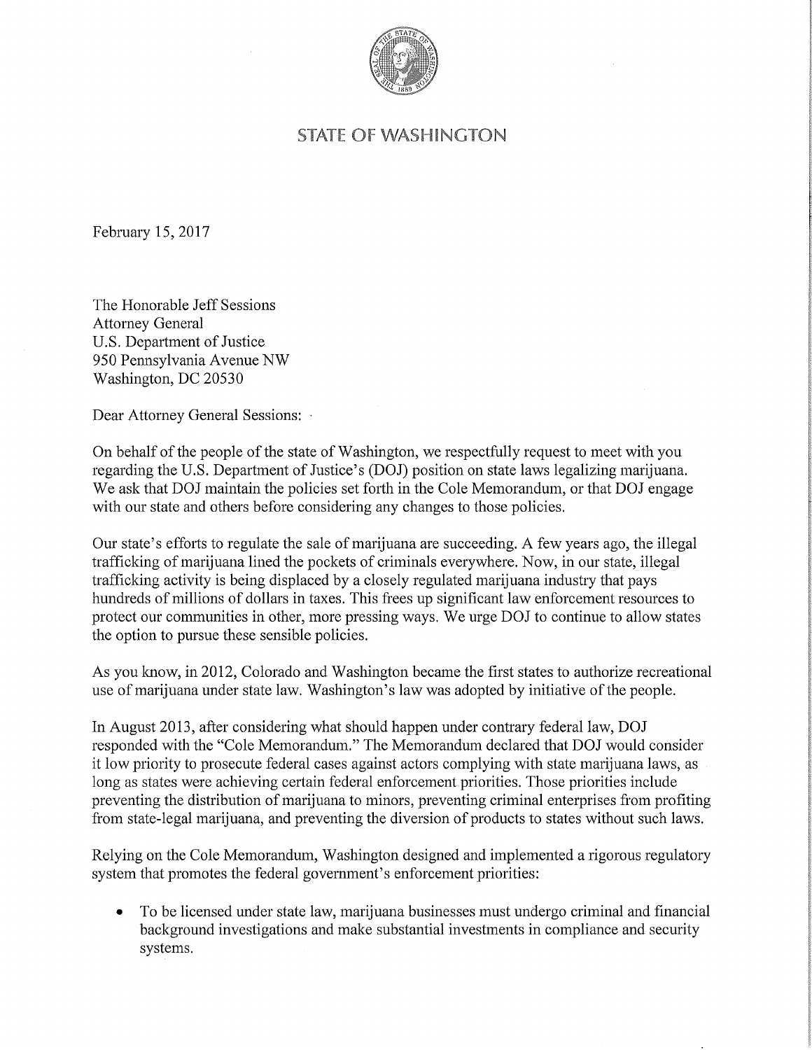# STATE OF WASHINGTON

February 15, 2017

The Honorable Jeff Sessions
Attorney General
U.S. Department of Justice
950 Pennsylvania Avenue NW
Washington, DC 20530

Dear Attorney General Sessions:

On behalf of the people of the state of Washington, we respectfully request to meet with you regarding the U.S. Department of Justice's (DOJ) position on state laws legalizing marijuana. We ask that DOJ maintain the policies set forth in the Cole Memorandum, or that DOJ engage with our state and others before considering any changes to those policies.

Our state's efforts to regulate the sale of marijuana are succeeding. A few years ago, the illegal trafficking of marijuana lined the pockets of criminals everywhere. Now, in our state, illegal trafficking activity is being displaced by a closely regulated marijuana industry that pays hundreds of millions of dollars in taxes. This frees up significant law enforcement resources to protect our communities in other, more pressing ways. We urge DOJ to continue to allow states the option to pursue these sensible policies.

As you know, in 2012, Colorado and Washington became the first states to authorize recreational use of marijuana under state law. Washington's law was adopted by initiative of the people.

In August 2013, after considering what should happen under contrary federal law, DOJ responded with the "Cole Memorandum." The Memorandum declared that DOJ would consider it low priority to prosecute federal cases against actors complying with state marijuana laws, as long as states were achieving certain federal enforcement priorities. Those priorities include preventing the distribution of marijuana to minors, preventing criminal enterprises from profiting from state-legal marijuana, and preventing the diversion of products to states without such laws.

Relying on the Cole Memorandum, Washington designed and implemented a rigorous regulatory system that promotes the federal government's enforcement priorities:

- To be licensed under state law, marijuana businesses must undergo criminal and financial background investigations and make substantial investments in compliance and security systems.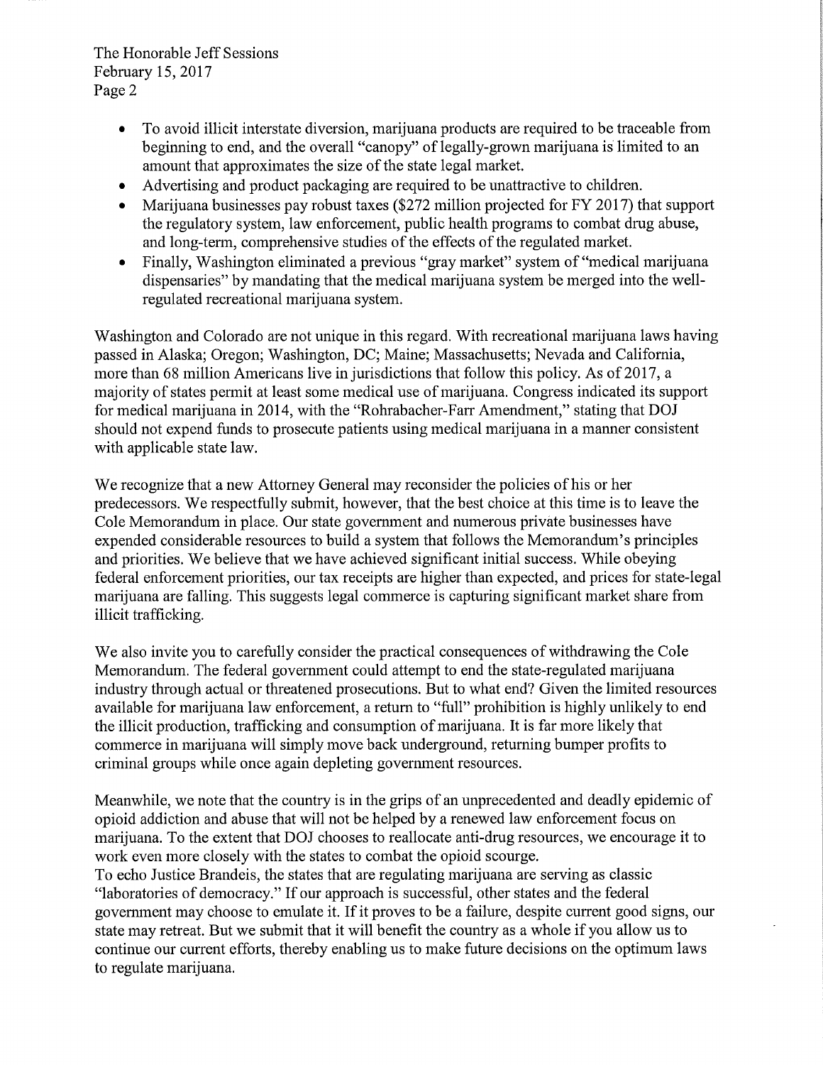- To avoid illicit interstate diversion, marijuana products are required to be traceable from beginning to end, and the overall "canopy" of legally-grown marijuana is limited to an amount that approximates the size of the state legal market.
- Advertising and product packaging are required to be unattractive to children.
- Marijuana businesses pay robust taxes ($272 million projected for FY 2017) that support the regulatory system, law enforcement, public health programs to combat drug abuse, and long-term, comprehensive studies of the effects of the regulated market.
- Finally, Washington eliminated a previous "gray market" system of "medical marijuana dispensaries" by mandating that the medical marijuana system be merged into the well-regulated recreational marijuana system.

Washington and Colorado are not unique in this regard. With recreational marijuana laws having passed in Alaska; Oregon; Washington, DC; Maine; Massachusetts; Nevada and California, more than 68 million Americans live in jurisdictions that follow this policy. As of 2017, a majority of states permit at least some medical use of marijuana. Congress indicated its support for medical marijuana in 2014, with the "Rohrabacher-Farr Amendment," stating that DOJ should not expend funds to prosecute patients using medical marijuana in a manner consistent with applicable state law.

We recognize that a new Attorney General may reconsider the policies of his or her predecessors. We respectfully submit, however, that the best choice at this time is to leave the Cole Memorandum in place. Our state government and numerous private businesses have expended considerable resources to build a system that follows the Memorandum's principles and priorities. We believe that we have achieved significant initial success. While obeying federal enforcement priorities, our tax receipts are higher than expected, and prices for state-legal marijuana are falling. This suggests legal commerce is capturing significant market share from illicit trafficking.

We also invite you to carefully consider the practical consequences of withdrawing the Cole Memorandum. The federal government could attempt to end the state-regulated marijuana industry through actual or threatened prosecutions. But to what end? Given the limited resources available for marijuana law enforcement, a return to "full" prohibition is highly unlikely to end the illicit production, trafficking and consumption of marijuana. It is far more likely that commerce in marijuana will simply move back underground, returning bumper profits to criminal groups while once again depleting government resources.

Meanwhile, we note that the country is in the grips of an unprecedented and deadly epidemic of opioid addiction and abuse that will not be helped by a renewed law enforcement focus on marijuana. To the extent that DOJ chooses to reallocate anti-drug resources, we encourage it to work even more closely with the states to combat the opioid scourge.

To echo Justice Brandeis, the states that are regulating marijuana are serving as classic "laboratories of democracy." If our approach is successful, other states and the federal government may choose to emulate it. If it proves to be a failure, despite current good signs, our state may retreat. But we submit that it will benefit the country as a whole if you allow us to continue our current efforts, thereby enabling us to make future decisions on the optimum laws to regulate marijuana.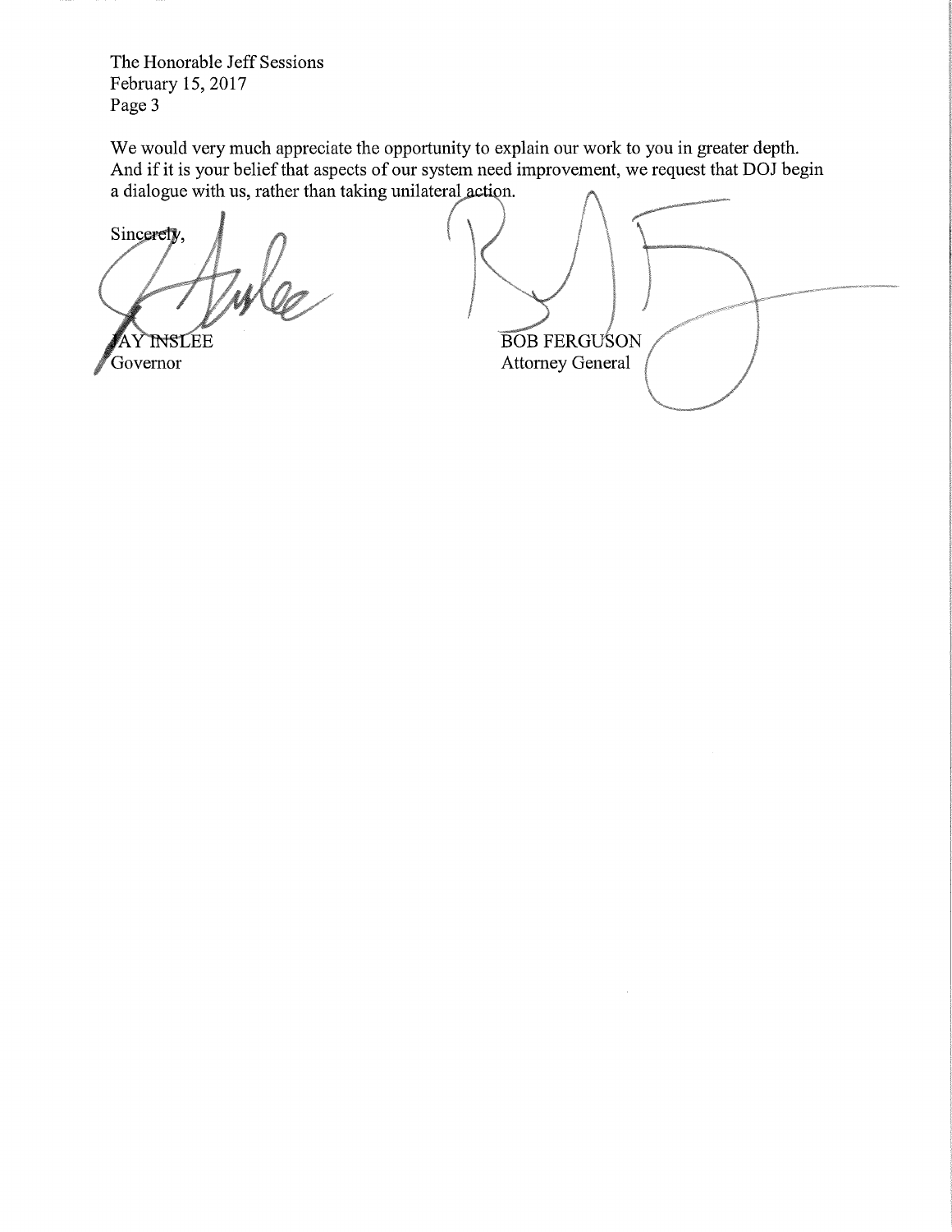The Honorable Jeff Sessions
February 15, 2017

We would very much appreciate the opportunity to explain our work to you in greater depth. And if it is your belief that aspects of our system need improvement, we request that DOJ begin a dialogue with us, rather than taking unilateral action.

Sincerely,

JAY INSLEE
Governor

BOB FERGUSON
Attorney General